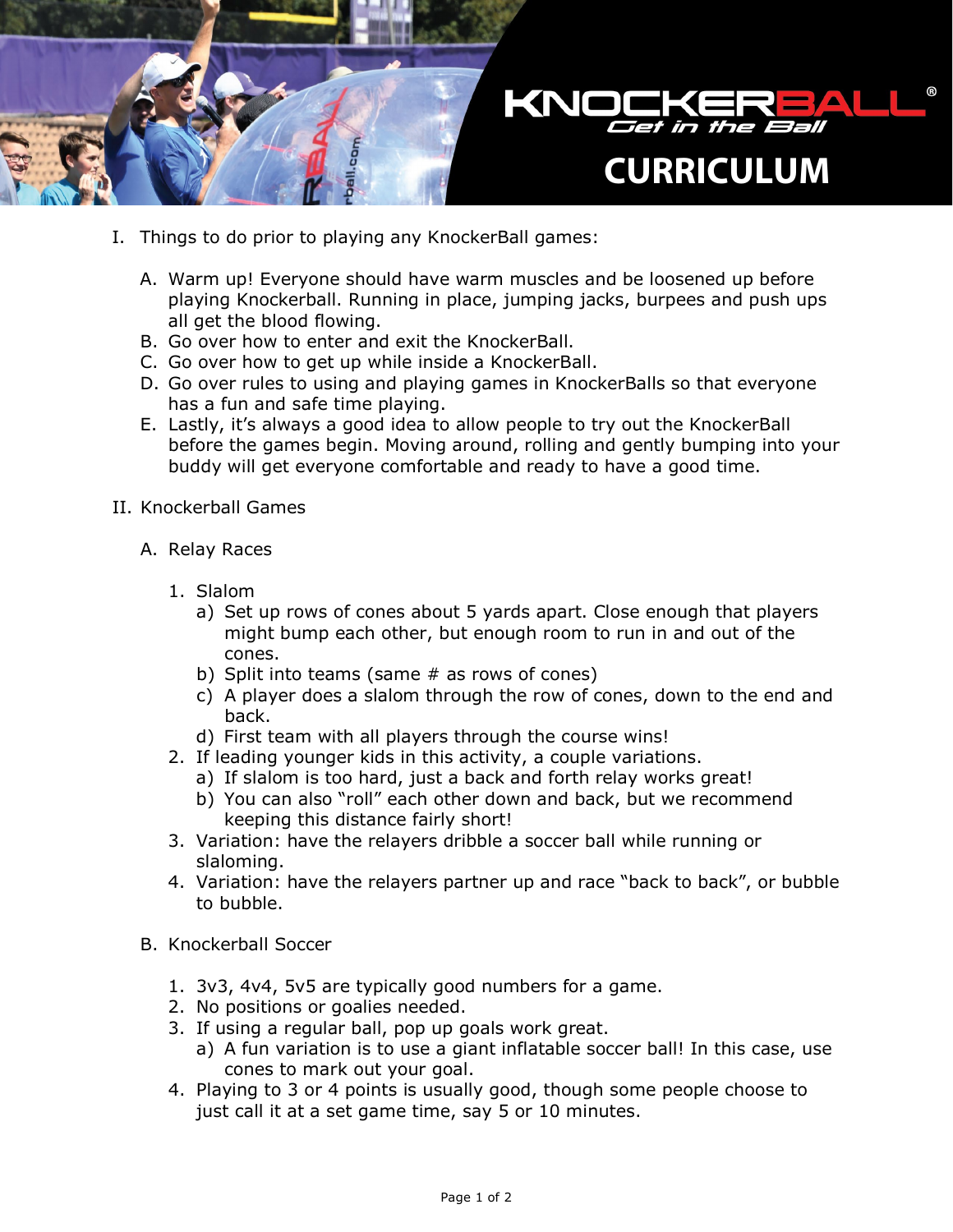# KNOCKERBALL® Get in the Ball

# CURRICULUM

I. Things to do prior to playing any KnockerBall games:

   A. Warm up! Everyone should have warm muscles and be loosened up before playing Knockerball. Running in place, jumping jacks, burpees and push ups all get the blood flowing.
   B. Go over how to enter and exit the KnockerBall.
   C. Go over how to get up while inside a KnockerBall.
   D. Go over rules to using and playing games in KnockerBalls so that everyone has a fun and safe time playing.
   E. Lastly, it's always a good idea to allow people to try out the KnockerBall before the games begin. Moving around, rolling and gently bumping into your buddy will get everyone comfortable and ready to have a good time.

II. Knockerball Games

   A. Relay Races

      1. Slalom
         a) Set up rows of cones about 5 yards apart. Close enough that players might bump each other, but enough room to run in and out of the cones.
         b) Split into teams (same # as rows of cones)
         c) A player does a slalom through the row of cones, down to the end and back.
         d) First team with all players through the course wins!
      2. If leading younger kids in this activity, a couple variations.
         a) If slalom is too hard, just a back and forth relay works great!
         b) You can also "roll" each other down and back, but we recommend keeping this distance fairly short!
      3. Variation: have the relayers dribble a soccer ball while running or slaloming.
      4. Variation: have the relayers partner up and race "back to back", or bubble to bubble.

   B. Knockerball Soccer

      1. 3v3, 4v4, 5v5 are typically good numbers for a game.
      2. No positions or goalies needed.
      3. If using a regular ball, pop up goals work great.
         a) A fun variation is to use a giant inflatable soccer ball! In this case, use cones to mark out your goal.
      4. Playing to 3 or 4 points is usually good, though some people choose to just call it at a set game time, say 5 or 10 minutes.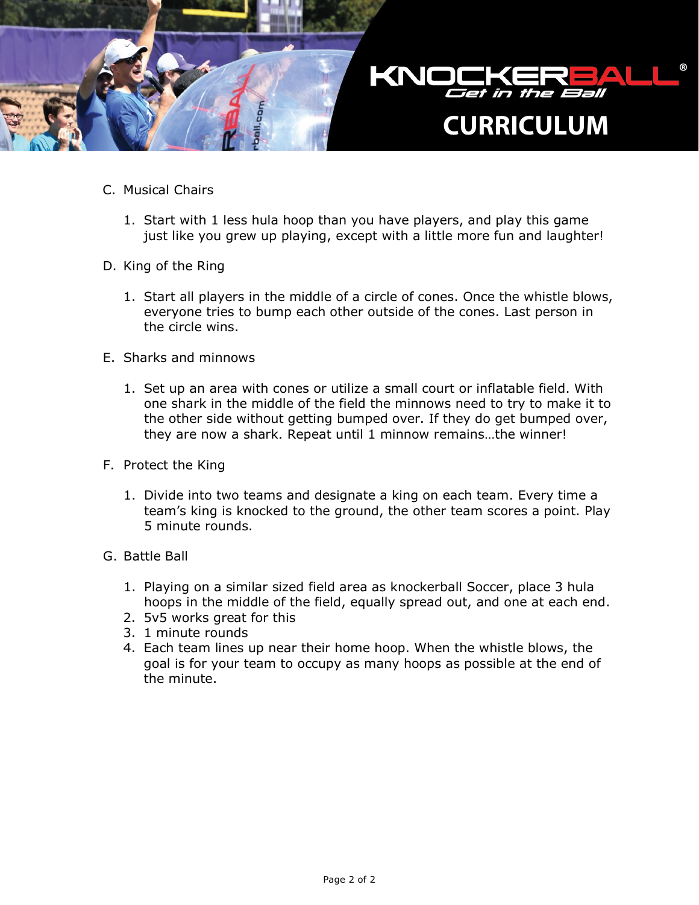C. Musical Chairs

   1. Start with 1 less hula hoop than you have players, and play this game just like you grew up playing, except with a little more fun and laughter!

D. King of the Ring

   1. Start all players in the middle of a circle of cones. Once the whistle blows, everyone tries to bump each other outside of the cones. Last person in the circle wins.

E. Sharks and minnows

   1. Set up an area with cones or utilize a small court or inflatable field. With one shark in the middle of the field the minnows need to try to make it to the other side without getting bumped over. If they do get bumped over, they are now a shark. Repeat until 1 minnow remains…the winner!

F. Protect the King

   1. Divide into two teams and designate a king on each team. Every time a team's king is knocked to the ground, the other team scores a point. Play 5 minute rounds.

G. Battle Ball

   1. Playing on a similar sized field area as knockerball Soccer, place 3 hula hoops in the middle of the field, equally spread out, and one at each end.
   2. 5v5 works great for this
   3. 1 minute rounds
   4. Each team lines up near their home hoop. When the whistle blows, the goal is for your team to occupy as many hoops as possible at the end of the minute.